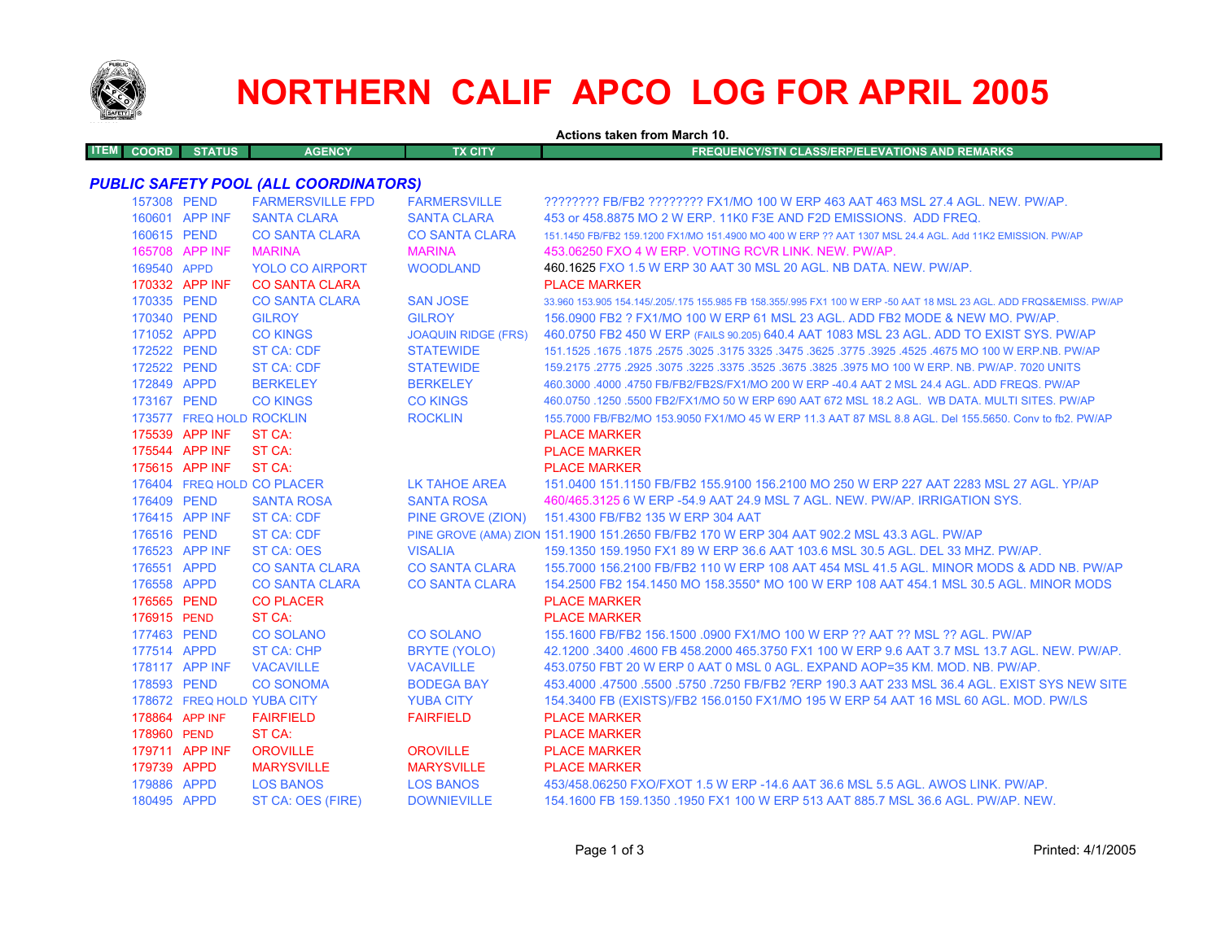# NORTHERN CALIF APCO LOG FOR APRIL 2005

**Actions taken from March 10.**

| ITEM | COORD | STATUS | AGENCY | TX CITY | FREQUENCY/STN CLASS/ERP/ELEVATIONS AND REMARKS |
|---|---|---|---|---|---|
| ***PUBLIC SAFETY POOL (ALL COORDINATORS)*** | | | | | |
| | 157308 | PEND | FARMERSVILLE FPD | FARMERSVILLE | ???????? FB/FB2 ???????? FX1/MO 100 W ERP 463 AAT 463 MSL 27.4 AGL. NEW. PW/AP. |
| | 160601 | APP INF | SANTA CLARA | SANTA CLARA | 453 or 458.8875 MO 2 W ERP. 11K0 F3E AND F2D EMISSIONS. ADD FREQ. |
| | 160615 | PEND | CO SANTA CLARA | CO SANTA CLARA | 151.1450 FB/FB2 159.1200 FX1/MO 151.4900 MO 400 W ERP ?? AAT 1307 MSL 24.4 AGL. Add 11K2 EMISSION. PW/AP |
| | 165708 | APP INF | MARINA | MARINA | 453.06250 FXO 4 W ERP. VOTING RCVR LINK. NEW. PW/AP. |
| | 169540 | APPD | YOLO CO AIRPORT | WOODLAND | 460.1625 FXO 1.5 W ERP 30 AAT 30 MSL 20 AGL. NB DATA. NEW. PW/AP. |
| | 170332 | APP INF | CO SANTA CLARA | | PLACE MARKER |
| | 170335 | PEND | CO SANTA CLARA | SAN JOSE | 33.960 153.905 154.145/.205/.175 155.985 FB 158.355/.995 FX1 100 W ERP -50 AAT 18 MSL 23 AGL. ADD FRQS&EMISS. PW/AP |
| | 170340 | PEND | GILROY | GILROY | 156.0900 FB2 ? FX1/MO 100 W ERP 61 MSL 23 AGL. ADD FB2 MODE & NEW MO. PW/AP. |
| | 171052 | APPD | CO KINGS | JOAQUIN RIDGE (FRS) | 460.0750 FB2 450 W ERP (FAILS 90.205) 640.4 AAT 1083 MSL 23 AGL. ADD TO EXIST SYS. PW/AP |
| | 172522 | PEND | ST CA: CDF | STATEWIDE | 151.1525 .1675 .1875 .2575 .3025 .3175 3325 .3475 .3625 .3775 .3925 .4525 .4675 MO 100 W ERP.NB. PW/AP |
| | 172522 | PEND | ST CA: CDF | STATEWIDE | 159.2175 .2775 .2925 .3075 .3225 .3375 .3525 .3675 .3825 .3975 MO 100 W ERP. NB. PW/AP. 7020 UNITS |
| | 172849 | APPD | BERKELEY | BERKELEY | 460.3000 .4000 .4750 FB/FB2/FB2S/FX1/MO 200 W ERP -40.4 AAT 2 MSL 24.4 AGL. ADD FREQS. PW/AP |
| | 173167 | PEND | CO KINGS | CO KINGS | 460.0750 .1250 .5500 FB2/FX1/MO 50 W ERP 690 AAT 672 MSL 18.2 AGL. WB DATA. MULTI SITES. PW/AP |
| | 173577 | FREQ HOLD | ROCKLIN | ROCKLIN | 155.7000 FB/FB2/MO 153.9050 FX1/MO 45 W ERP 11.3 AAT 87 MSL 8.8 AGL. Del 155.5650. Conv to fb2. PW/AP |
| | 175539 | APP INF | ST CA: | | PLACE MARKER |
| | 175544 | APP INF | ST CA: | | PLACE MARKER |
| | 175615 | APP INF | ST CA: | | PLACE MARKER |
| | 176404 | FREQ HOLD | CO PLACER | LK TAHOE AREA | 151.0400 151.1150 FB/FB2 155.9100 156.2100 MO 250 W ERP 227 AAT 2283 MSL 27 AGL. YP/AP |
| | 176409 | PEND | SANTA ROSA | SANTA ROSA | 460/465.3125 6 W ERP -54.9 AAT 24.9 MSL 7 AGL. NEW. PW/AP. IRRIGATION SYS. |
| | 176415 | APP INF | ST CA: CDF | PINE GROVE (ZION) | 151.4300 FB/FB2 135 W ERP 304 AAT |
| | 176516 | PEND | ST CA: CDF | PINE GROVE (AMA) ZION | 151.1900 151.2650 FB/FB2 170 W ERP 304 AAT 902.2 MSL 43.3 AGL. PW/AP |
| | 176523 | APP INF | ST CA: OES | VISALIA | 159.1350 159.1950 FX1 89 W ERP 36.6 AAT 103.6 MSL 30.5 AGL. DEL 33 MHZ. PW/AP. |
| | 176551 | APPD | CO SANTA CLARA | CO SANTA CLARA | 155.7000 156.2100 FB/FB2 110 W ERP 108 AAT 454 MSL 41.5 AGL. MINOR MODS & ADD NB. PW/AP |
| | 176558 | APPD | CO SANTA CLARA | CO SANTA CLARA | 154.2500 FB2 154.1450 MO 158.3550* MO 100 W ERP 108 AAT 454.1 MSL 30.5 AGL. MINOR MODS |
| | 176565 | PEND | CO PLACER | | PLACE MARKER |
| | 176915 | PEND | ST CA: | | PLACE MARKER |
| | 177463 | PEND | CO SOLANO | CO SOLANO | 155.1600 FB/FB2 156.1500 .0900 FX1/MO 100 W ERP ?? AAT ?? MSL ?? AGL. PW/AP |
| | 177514 | APPD | ST CA: CHP | BRYTE (YOLO) | 42.1200 .3400 .4600 FB 458.2000 465.3750 FX1 100 W ERP 9.6 AAT 3.7 MSL 13.7 AGL. NEW. PW/AP. |
| | 178117 | APP INF | VACAVILLE | VACAVILLE | 453.0750 FBT 20 W ERP 0 AAT 0 MSL 0 AGL. EXPAND AOP=35 KM. MOD. NB. PW/AP. |
| | 178593 | PEND | CO SONOMA | BODEGA BAY | 453.4000 .47500 .5500 .5750 .7250 FB/FB2 ?ERP 190.3 AAT 233 MSL 36.4 AGL. EXIST SYS NEW SITE |
| | 178672 | FREQ HOLD | YUBA CITY | YUBA CITY | 154.3400 FB (EXISTS)/FB2 156.0150 FX1/MO 195 W ERP 54 AAT 16 MSL 60 AGL. MOD. PW/LS |
| | 178864 | APP INF | FAIRFIELD | FAIRFIELD | PLACE MARKER |
| | 178960 | PEND | ST CA: | | PLACE MARKER |
| | 179711 | APP INF | OROVILLE | OROVILLE | PLACE MARKER |
| | 179739 | APPD | MARYSVILLE | MARYSVILLE | PLACE MARKER |
| | 179886 | APPD | LOS BANOS | LOS BANOS | 453/458.06250 FXO/FXOT 1.5 W ERP -14.6 AAT 36.6 MSL 5.5 AGL. AWOS LINK. PW/AP. |
| | 180495 | APPD | ST CA: OES (FIRE) | DOWNIEVILLE | 154.1600 FB 159.1350 .1950 FX1 100 W ERP 513 AAT 885.7 MSL 36.6 AGL. PW/AP. NEW. |

Printed: 4/1/2005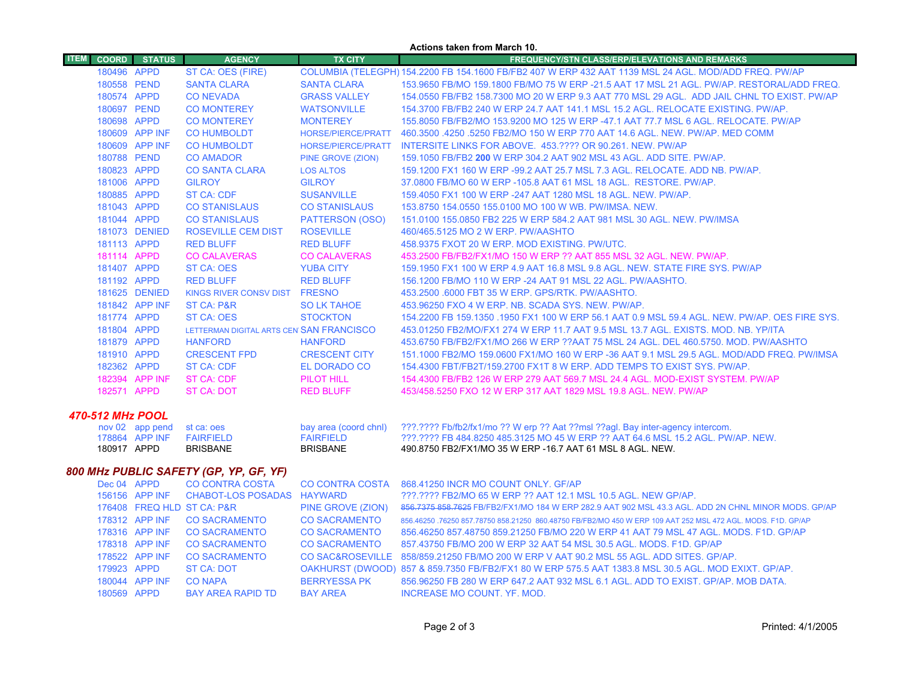**Actions taken from March 10.**

| ITEM | COORD | STATUS | AGENCY | TX CITY | FREQUENCY/STN CLASS/ERP/ELEVATIONS AND REMARKS |
|---|---|---|---|---|---|
| | 180496 | APPD | ST CA: OES (FIRE) | COLUMBIA (TELEGPH) | 154.2200 FB 154.1600 FB/FB2 407 W ERP 432 AAT 1139 MSL 24 AGL. MOD/ADD FREQ. PW/AP |
| | 180558 | PEND | SANTA CLARA | SANTA CLARA | 153.9650 FB/MO 159.1800 FB/MO 75 W ERP -21.5 AAT 17 MSL 21 AGL. PW/AP. RESTORAL/ADD FREQ. |
| | 180574 | APPD | CO NEVADA | GRASS VALLEY | 154.0550 FB/FB2 158.7300 MO 20 W ERP 9.3 AAT 770 MSL 29 AGL. ADD JAIL CHNL TO EXIST. PW/AP |
| | 180697 | PEND | CO MONTEREY | WATSONVILLE | 154.3700 FB/FB2 240 W ERP 24.7 AAT 141.1 MSL 15.2 AGL. RELOCATE EXISTING. PW/AP. |
| | 180698 | APPD | CO MONTEREY | MONTEREY | 155.8050 FB/FB2/MO 153.9200 MO 125 W ERP -47.1 AAT 77.7 MSL 6 AGL. RELOCATE. PW/AP |
| | 180609 | APP INF | CO HUMBOLDT | HORSE/PIERCE/PRATT | 460.3500 .4250 .5250 FB2/MO 150 W ERP 770 AAT 14.6 AGL. NEW. PW/AP. MED COMM |
| | 180609 | APP INF | CO HUMBOLDT | HORSE/PIERCE/PRATT | INTERSITE LINKS FOR ABOVE. 453.???? OR 90.261. NEW. PW/AP |
| | 180788 | PEND | CO AMADOR | PINE GROVE (ZION) | 159.1050 FB/FB2 **200** W ERP 304.2 AAT 902 MSL 43 AGL. ADD SITE. PW/AP. |
| | 180823 | APPD | CO SANTA CLARA | LOS ALTOS | 159.1200 FX1 160 W ERP -99.2 AAT 25.7 MSL 7.3 AGL. RELOCATE. ADD NB. PW/AP. |
| | 181006 | APPD | GILROY | GILROY | 37.0800 FB/MO 60 W ERP -105.8 AAT 61 MSL 18 AGL. RESTORE. PW/AP. |
| | 180885 | APPD | ST CA: CDF | SUSANVILLE | 159.4050 FX1 100 W ERP -247 AAT 1280 MSL 18 AGL. NEW. PW/AP. |
| | 181043 | APPD | CO STANISLAUS | CO STANISLAUS | 153.8750 154.0550 155.0100 MO 100 W WB. PW/IMSA. NEW. |
| | 181044 | APPD | CO STANISLAUS | PATTERSON (OSO) | 151.0100 155.0850 FB2 225 W ERP 584.2 AAT 981 MSL 30 AGL. NEW. PW/IMSA |
| | 181073 | DENIED | ROSEVILLE CEM DIST | ROSEVILLE | 460/465.5125 MO 2 W ERP. PW/AASHTO |
| | 181113 | APPD | RED BLUFF | RED BLUFF | 458.9375 FXOT 20 W ERP. MOD EXISTING. PW/UTC. |
| | 181114 | APPD | CO CALAVERAS | CO CALAVERAS | 453.2500 FB/FB2/FX1/MO 150 W ERP ?? AAT 855 MSL 32 AGL. NEW. PW/AP. |
| | 181407 | APPD | ST CA: OES | YUBA CITY | 159.1950 FX1 100 W ERP 4.9 AAT 16.8 MSL 9.8 AGL. NEW. STATE FIRE SYS. PW/AP |
| | 181192 | APPD | RED BLUFF | RED BLUFF | 156.1200 FB/MO 110 W ERP -24 AAT 91 MSL 22 AGL. PW/AASHTO. |
| | 181625 | DENIED | KINGS RIVER CONSV DIST | FRESNO | 453.2500 .6000 FBT 35 W ERP. GPS/RTK. PW/AASHTO. |
| | 181842 | APP INF | ST CA: P&R | SO LK TAHOE | 453.96250 FXO 4 W ERP. NB. SCADA SYS. NEW. PW/AP. |
| | 181774 | APPD | ST CA: OES | STOCKTON | 154.2200 FB 159.1350 .1950 FX1 100 W ERP 56.1 AAT 0.9 MSL 59.4 AGL. NEW. PW/AP. OES FIRE SYS. |
| | 181804 | APPD | LETTERMAN DIGITAL ARTS CEN | SAN FRANCISCO | 453.01250 FB2/MO/FX1 274 W ERP 11.7 AAT 9.5 MSL 13.7 AGL. EXISTS. MOD. NB. YP/ITA |
| | 181879 | APPD | HANFORD | HANFORD | 453.6750 FB/FB2/FX1/MO 266 W ERP ??AAT 75 MSL 24 AGL. DEL 460.5750. MOD. PW/AASHTO |
| | 181910 | APPD | CRESCENT FPD | CRESCENT CITY | 151.1000 FB2/MO 159.0600 FX1/MO 160 W ERP -36 AAT 9.1 MSL 29.5 AGL. MOD/ADD FREQ. PW/IMSA |
| | 182362 | APPD | ST CA: CDF | EL DORADO CO | 154.4300 FBT/FB2T/159.2700 FX1T 8 W ERP. ADD TEMPS TO EXIST SYS. PW/AP. |
| | 182394 | APP INF | ST CA: CDF | PILOT HILL | 154.4300 FB/FB2 126 W ERP 279 AAT 569.7 MSL 24.4 AGL. MOD-EXIST SYSTEM. PW/AP |
| | 182571 | APPD | ST CA: DOT | RED BLUFF | 453/458.5250 FXO 12 W ERP 317 AAT 1829 MSL 19.8 AGL. NEW. PW/AP |

### *470-512 MHz POOL*

| ITEM | COORD | STATUS | AGENCY | TX CITY | FREQUENCY/STN CLASS/ERP/ELEVATIONS AND REMARKS |
|---|---|---|---|---|---|
| | nov 02 | app pend | st ca: oes | bay area (coord chnl) | ???.???? Fb/fb2/fx1/mo ?? W erp ?? Aat ??msl ??agl. Bay inter-agency intercom. |
| | 178864 | APP INF | FAIRFIELD | FAIRFIELD | ???.???? FB 484.8250 485.3125 MO 45 W ERP ?? AAT 64.6 MSL 15.2 AGL. PW/AP. NEW. |
| | 180917 | APPD | BRISBANE | BRISBANE | 490.8750 FB2/FX1/MO 35 W ERP -16.7 AAT 61 MSL 8 AGL. NEW. |

### *800 MHz PUBLIC SAFETY (GP, YP, GF, YF)*

| ITEM | COORD | STATUS | AGENCY | TX CITY | FREQUENCY/STN CLASS/ERP/ELEVATIONS AND REMARKS |
|---|---|---|---|---|---|
| | Dec 04 | APPD | CO CONTRA COSTA | CO CONTRA COSTA | 868.41250 INCR MO COUNT ONLY. GF/AP |
| | 156156 | APP INF | CHABOT-LOS POSADAS | HAYWARD | ???.???? FB2/MO 65 W ERP ?? AAT 12.1 MSL 10.5 AGL. NEW GP/AP. |
| | 176408 | FREQ HLD | ST CA: P&R | PINE GROVE (ZION) | ~~856.7375 858.7625~~ FB/FB2/FX1/MO 184 W ERP 282.9 AAT 902 MSL 43.3 AGL. ADD 2N CHNL MINOR MODS. GP/AP |
| | 178312 | APP INF | CO SACRAMENTO | CO SACRAMENTO | 856.46250 .76250 857.78750 858.21250 860.48750 FB/FB2/MO 450 W ERP 109 AAT 252 MSL 472 AGL. MODS. F1D. GP/AP |
| | 178316 | APP INF | CO SACRAMENTO | CO SACRAMENTO | 856.46250 857.48750 859.21250 FB/MO 220 W ERP 41 AAT 79 MSL 47 AGL. MODS. F1D. GP/AP |
| | 178318 | APP INF | CO SACRAMENTO | CO SACRAMENTO | 857.43750 FB/MO 200 W ERP 32 AAT 54 MSL 30.5 AGL. MODS. F1D. GP/AP |
| | 178522 | APP INF | CO SACRAMENTO | CO SAC&ROSEVILLE | 858/859.21250 FB/MO 200 W ERP V AAT 90.2 MSL 55 AGL. ADD SITES. GP/AP. |
| | 179923 | APPD | ST CA: DOT | OAKHURST (DWOOD) | 857 & 859.7350 FB/FB2/FX1 80 W ERP 575.5 AAT 1383.8 MSL 30.5 AGL. MOD EXIXT. GP/AP. |
| | 180044 | APP INF | CO NAPA | BERRYESSA PK | 856.96250 FB 280 W ERP 647.2 AAT 932 MSL 6.1 AGL. ADD TO EXIST. GP/AP. MOB DATA. |
| | 180569 | APPD | BAY AREA RAPID TD | BAY AREA | INCREASE MO COUNT. YF. MOD. |

Printed: 4/1/2005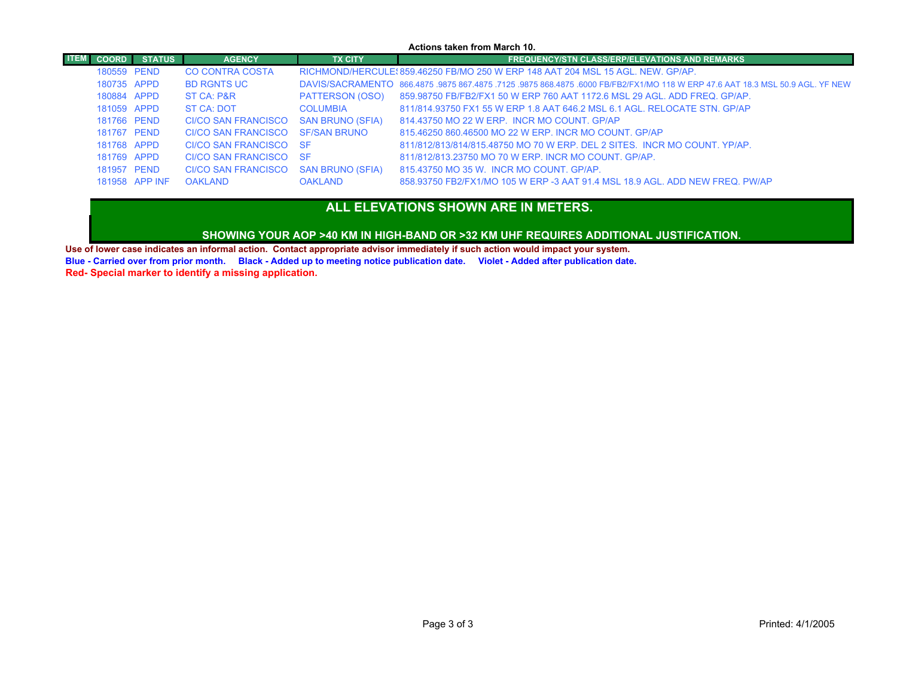**Actions taken from March 10.**

| ITEM | COORD | STATUS | AGENCY | TX CITY | FREQUENCY/STN CLASS/ERP/ELEVATIONS AND REMARKS |
|---|---|---|---|---|---|
| | 180559 | PEND | CO CONTRA COSTA | RICHMOND/HERCULES | 859.46250 FB/MO 250 W ERP 148 AAT 204 MSL 15 AGL. NEW. GP/AP. |
| | 180735 | APPD | BD RGNTS UC | DAVIS/SACRAMENTO | 866.4875 .9875 867.4875 .7125 .9875 868.4875 .6000 FB/FB2/FX1/MO 118 W ERP 47.6 AAT 18.3 MSL 50.9 AGL. YF NEW |
| | 180884 | APPD | ST CA: P&R | PATTERSON (OSO) | 859.98750 FB/FB2/FX1 50 W ERP 760 AAT 1172.6 MSL 29 AGL. ADD FREQ. GP/AP. |
| | 181059 | APPD | ST CA: DOT | COLUMBIA | 811/814.93750 FX1 55 W ERP 1.8 AAT 646.2 MSL 6.1 AGL. RELOCATE STN. GP/AP |
| | 181766 | PEND | CI/CO SAN FRANCISCO | SAN BRUNO (SFIA) | 814.43750 MO 22 W ERP. INCR MO COUNT. GP/AP |
| | 181767 | PEND | CI/CO SAN FRANCISCO | SF/SAN BRUNO | 815.46250 860.46500 MO 22 W ERP. INCR MO COUNT. GP/AP |
| | 181768 | APPD | CI/CO SAN FRANCISCO | SF | 811/812/813/814/815.48750 MO 70 W ERP. DEL 2 SITES. INCR MO COUNT. YP/AP. |
| | 181769 | APPD | CI/CO SAN FRANCISCO | SF | 811/812/813.23750 MO 70 W ERP. INCR MO COUNT. GP/AP. |
| | 181957 | PEND | CI/CO SAN FRANCISCO | SAN BRUNO (SFIA) | 815.43750 MO 35 W. INCR MO COUNT. GP/AP. |
| | 181958 | APP INF | OAKLAND | OAKLAND | 858.93750 FB2/FX1/MO 105 W ERP -3 AAT 91.4 MSL 18.9 AGL. ADD NEW FREQ. PW/AP |

**ALL ELEVATIONS SHOWN ARE IN METERS.**

**SHOWING YOUR AOP >40 KM IN HIGH-BAND OR >32 KM UHF REQUIRES ADDITIONAL JUSTIFICATION.**

**Use of lower case indicates an informal action. Contact appropriate advisor immediately if such action would impact your system.**

**Blue - Carried over from prior month. Black - Added up to meeting notice publication date. Violet - Added after publication date.**

**Red- Special marker to identify a missing application.**

Printed: 4/1/2005